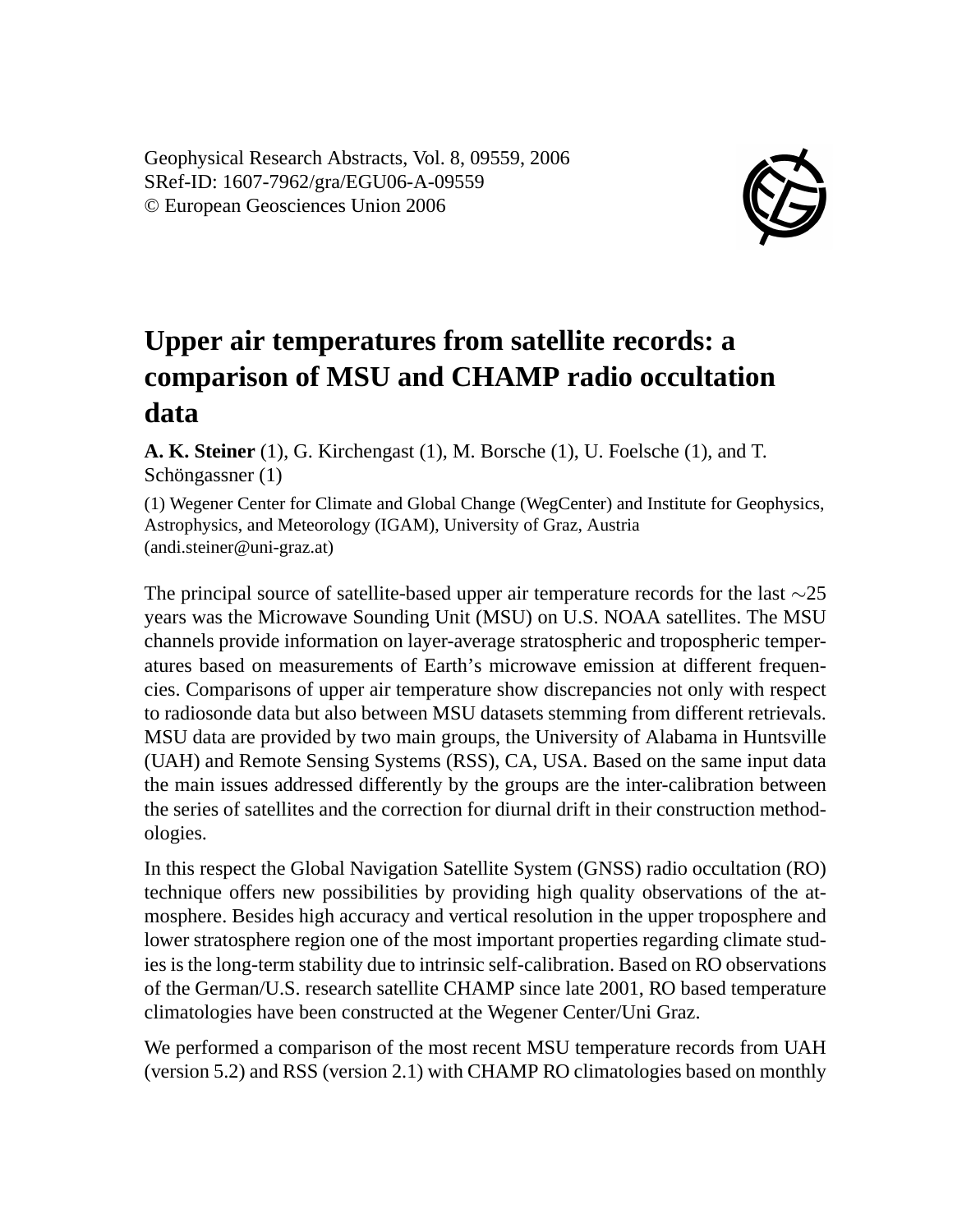Geophysical Research Abstracts, Vol. 8, 09559, 2006
SRef-ID: 1607-7962/gra/EGU06-A-09559
© European Geosciences Union 2006

# Upper air temperatures from satellite records: a comparison of MSU and CHAMP radio occultation data

**A. K. Steiner** (1), G. Kirchengast (1), M. Borsche (1), U. Foelsche (1), and T. Schöngassner (1)

(1) Wegener Center for Climate and Global Change (WegCenter) and Institute for Geophysics, Astrophysics, and Meteorology (IGAM), University of Graz, Austria (andi.steiner@uni-graz.at)

The principal source of satellite-based upper air temperature records for the last $\sim$25 years was the Microwave Sounding Unit (MSU) on U.S. NOAA satellites. The MSU channels provide information on layer-average stratospheric and tropospheric temperatures based on measurements of Earth's microwave emission at different frequencies. Comparisons of upper air temperature show discrepancies not only with respect to radiosonde data but also between MSU datasets stemming from different retrievals. MSU data are provided by two main groups, the University of Alabama in Huntsville (UAH) and Remote Sensing Systems (RSS), CA, USA. Based on the same input data the main issues addressed differently by the groups are the inter-calibration between the series of satellites and the correction for diurnal drift in their construction methodologies.

In this respect the Global Navigation Satellite System (GNSS) radio occultation (RO) technique offers new possibilities by providing high quality observations of the atmosphere. Besides high accuracy and vertical resolution in the upper troposphere and lower stratosphere region one of the most important properties regarding climate studies is the long-term stability due to intrinsic self-calibration. Based on RO observations of the German/U.S. research satellite CHAMP since late 2001, RO based temperature climatologies have been constructed at the Wegener Center/Uni Graz.

We performed a comparison of the most recent MSU temperature records from UAH (version 5.2) and RSS (version 2.1) with CHAMP RO climatologies based on monthly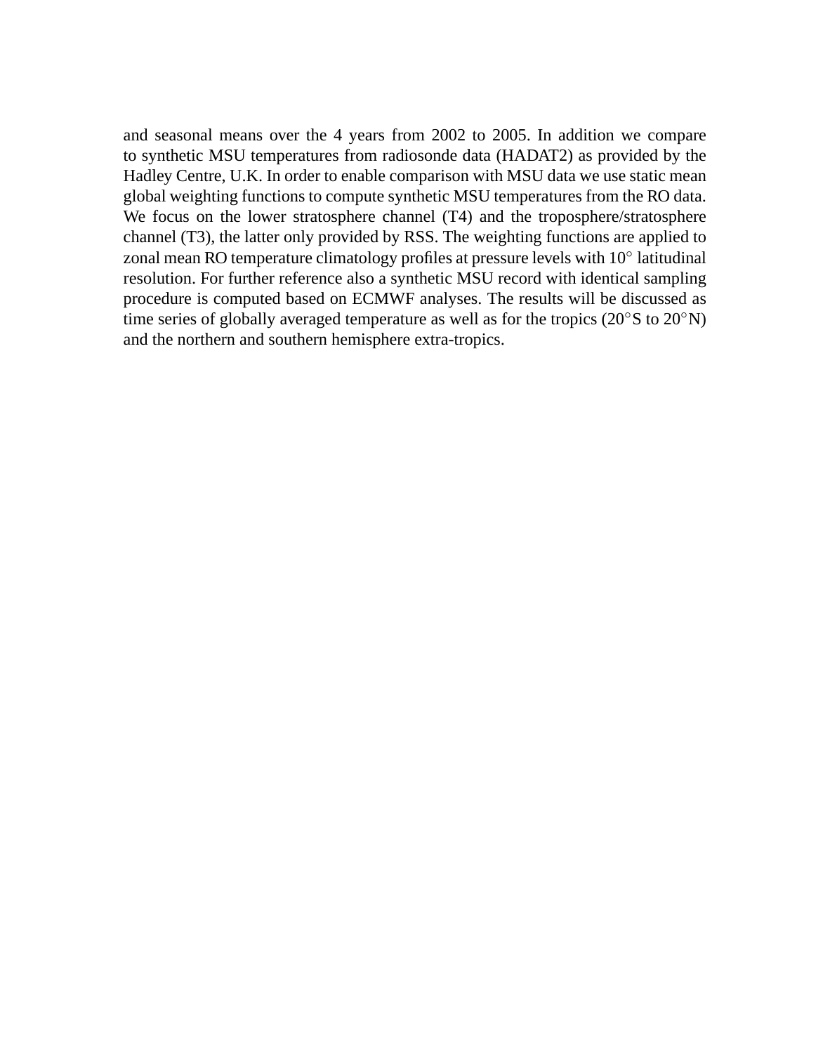and seasonal means over the 4 years from 2002 to 2005. In addition we compare to synthetic MSU temperatures from radiosonde data (HADAT2) as provided by the Hadley Centre, U.K. In order to enable comparison with MSU data we use static mean global weighting functions to compute synthetic MSU temperatures from the RO data. We focus on the lower stratosphere channel (T4) and the troposphere/stratosphere channel (T3), the latter only provided by RSS. The weighting functions are applied to zonal mean RO temperature climatology profiles at pressure levels with 10° latitudinal resolution. For further reference also a synthetic MSU record with identical sampling procedure is computed based on ECMWF analyses. The results will be discussed as time series of globally averaged temperature as well as for the tropics (20°S to 20°N) and the northern and southern hemisphere extra-tropics.